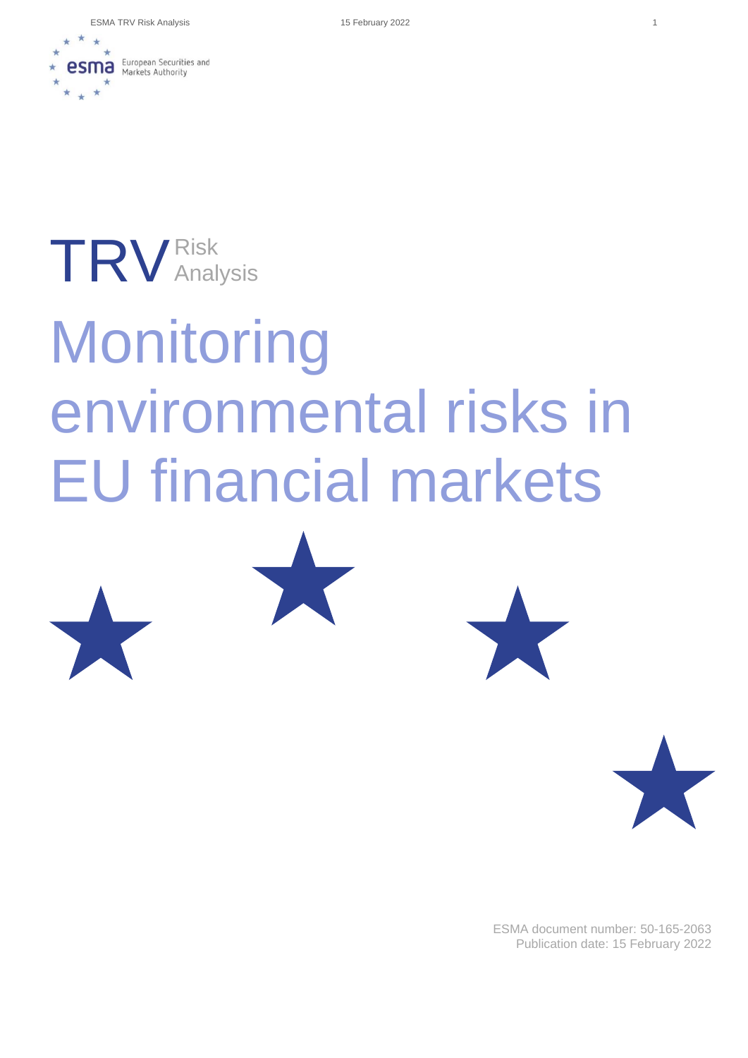TRV Risk Analysis

# Monitoring environmental risks in EU financial markets

ESMA document number: 50-165-2063
Publication date: 15 February 2022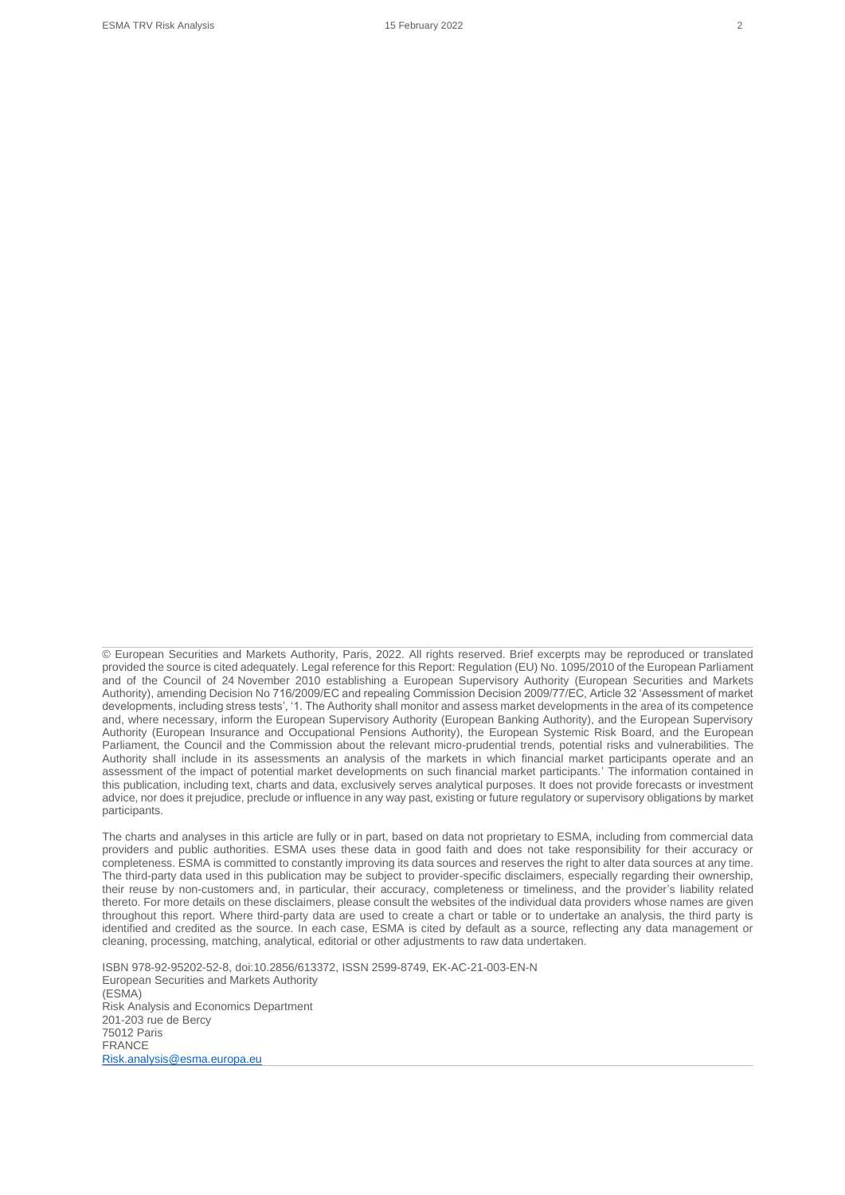© European Securities and Markets Authority, Paris, 2022. All rights reserved. Brief excerpts may be reproduced or translated provided the source is cited adequately. Legal reference for this Report: Regulation (EU) No. 1095/2010 of the European Parliament and of the Council of 24 November 2010 establishing a European Supervisory Authority (European Securities and Markets Authority), amending Decision No 716/2009/EC and repealing Commission Decision 2009/77/EC, Article 32 'Assessment of market developments, including stress tests', '1. The Authority shall monitor and assess market developments in the area of its competence and, where necessary, inform the European Supervisory Authority (European Banking Authority), and the European Supervisory Authority (European Insurance and Occupational Pensions Authority), the European Systemic Risk Board, and the European Parliament, the Council and the Commission about the relevant micro-prudential trends, potential risks and vulnerabilities. The Authority shall include in its assessments an analysis of the markets in which financial market participants operate and an assessment of the impact of potential market developments on such financial market participants.' The information contained in this publication, including text, charts and data, exclusively serves analytical purposes. It does not provide forecasts or investment advice, nor does it prejudice, preclude or influence in any way past, existing or future regulatory or supervisory obligations by market participants.

The charts and analyses in this article are fully or in part, based on data not proprietary to ESMA, including from commercial data providers and public authorities. ESMA uses these data in good faith and does not take responsibility for their accuracy or completeness. ESMA is committed to constantly improving its data sources and reserves the right to alter data sources at any time. The third-party data used in this publication may be subject to provider-specific disclaimers, especially regarding their ownership, their reuse by non-customers and, in particular, their accuracy, completeness or timeliness, and the provider's liability related thereto. For more details on these disclaimers, please consult the websites of the individual data providers whose names are given throughout this report. Where third-party data are used to create a chart or table or to undertake an analysis, the third party is identified and credited as the source. In each case, ESMA is cited by default as a source, reflecting any data management or cleaning, processing, matching, analytical, editorial or other adjustments to raw data undertaken.

ISBN 978-92-95202-52-8, doi:10.2856/613372, ISSN 2599-8749, EK-AC-21-003-EN-N
European Securities and Markets Authority
(ESMA)
Risk Analysis and Economics Department
201-203 rue de Bercy
75012 Paris
FRANCE
Risk.analysis@esma.europa.eu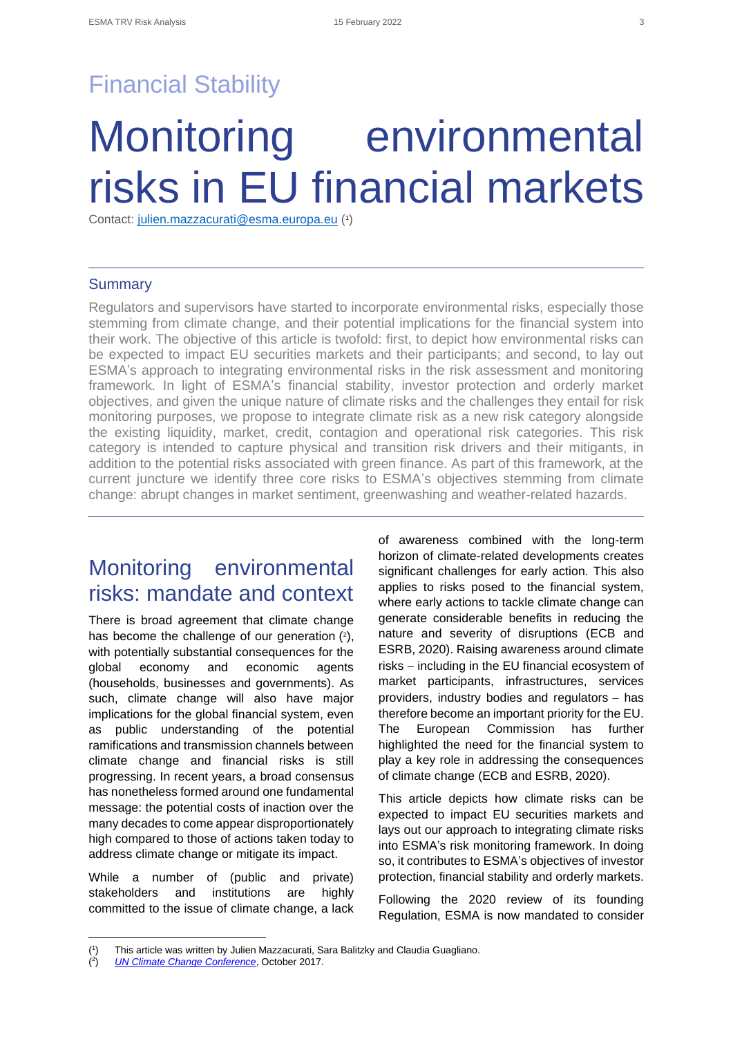Financial Stability

# Monitoring environmental risks in EU financial markets

Contact: julien.mazzacurati@esma.europa.eu [1]

## Summary

Regulators and supervisors have started to incorporate environmental risks, especially those stemming from climate change, and their potential implications for the financial system into their work. The objective of this article is twofold: first, to depict how environmental risks can be expected to impact EU securities markets and their participants; and second, to lay out ESMA's approach to integrating environmental risks in the risk assessment and monitoring framework. In light of ESMA's financial stability, investor protection and orderly market objectives, and given the unique nature of climate risks and the challenges they entail for risk monitoring purposes, we propose to integrate climate risk as a new risk category alongside the existing liquidity, market, credit, contagion and operational risk categories. This risk category is intended to capture physical and transition risk drivers and their mitigants, in addition to the potential risks associated with green finance. As part of this framework, at the current juncture we identify three core risks to ESMA's objectives stemming from climate change: abrupt changes in market sentiment, greenwashing and weather-related hazards.

## Monitoring environmental risks: mandate and context

There is broad agreement that climate change has become the challenge of our generation [2], with potentially substantial consequences for the global economy and economic agents (households, businesses and governments). As such, climate change will also have major implications for the global financial system, even as public understanding of the potential ramifications and transmission channels between climate change and financial risks is still progressing. In recent years, a broad consensus has nonetheless formed around one fundamental message: the potential costs of inaction over the many decades to come appear disproportionately high compared to those of actions taken today to address climate change or mitigate its impact.

While a number of (public and private) stakeholders and institutions are highly committed to the issue of climate change, a lack of awareness combined with the long-term horizon of climate-related developments creates significant challenges for early action. This also applies to risks posed to the financial system, where early actions to tackle climate change can generate considerable benefits in reducing the nature and severity of disruptions (ECB and ESRB, 2020). Raising awareness around climate risks – including in the EU financial ecosystem of market participants, infrastructures, services providers, industry bodies and regulators – has therefore become an important priority for the EU. The European Commission has further highlighted the need for the financial system to play a key role in addressing the consequences of climate change (ECB and ESRB, 2020).

This article depicts how climate risks can be expected to impact EU securities markets and lays out our approach to integrating climate risks into ESMA's risk monitoring framework. In doing so, it contributes to ESMA's objectives of investor protection, financial stability and orderly markets.

Following the 2020 review of its founding Regulation, ESMA is now mandated to consider

---

[1] This article was written by Julien Mazzacurati, Sara Balitzky and Claudia Guagliano.

[2] *UN Climate Change Conference*, October 2017.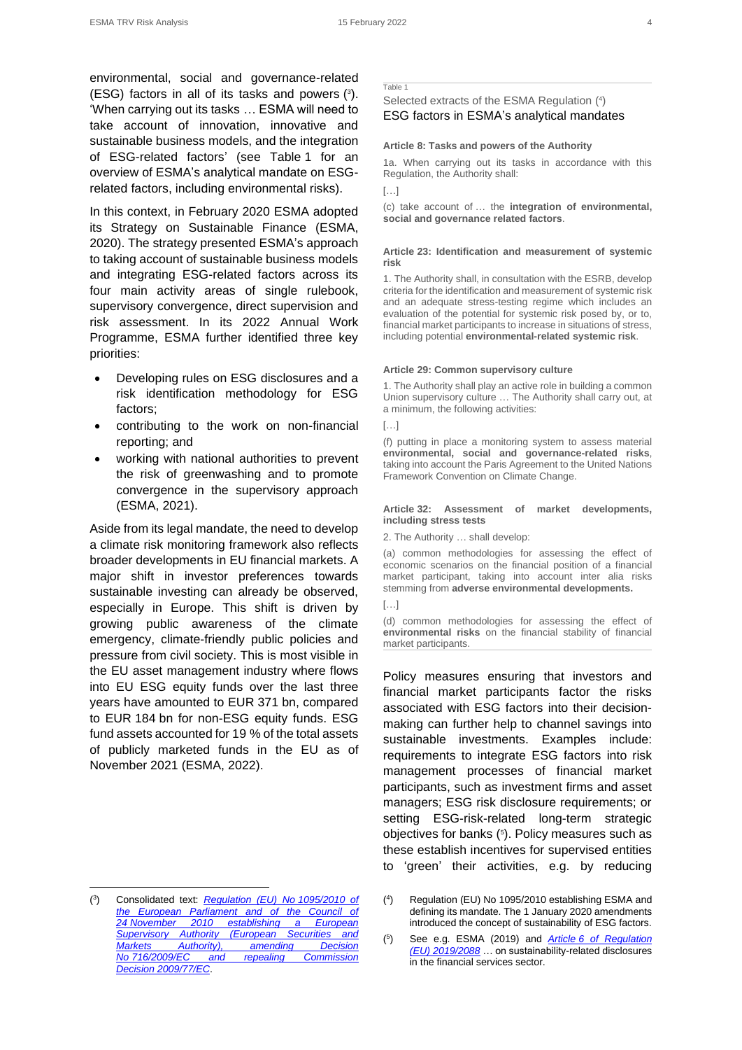environmental, social and governance-related (ESG) factors in all of its tasks and powers ([3]). 'When carrying out its tasks … ESMA will need to take account of innovation, innovative and sustainable business models, and the integration of ESG-related factors' (see Table 1 for an overview of ESMA's analytical mandate on ESG-related factors, including environmental risks).

In this context, in February 2020 ESMA adopted its Strategy on Sustainable Finance (ESMA, 2020). The strategy presented ESMA's approach to taking account of sustainable business models and integrating ESG-related factors across its four main activity areas of single rulebook, supervisory convergence, direct supervision and risk assessment. In its 2022 Annual Work Programme, ESMA further identified three key priorities:

- Developing rules on ESG disclosures and a risk identification methodology for ESG factors;
- contributing to the work on non-financial reporting; and
- working with national authorities to prevent the risk of greenwashing and to promote convergence in the supervisory approach (ESMA, 2021).

Aside from its legal mandate, the need to develop a climate risk monitoring framework also reflects broader developments in EU financial markets. A major shift in investor preferences towards sustainable investing can already be observed, especially in Europe. This shift is driven by growing public awareness of the climate emergency, climate-friendly public policies and pressure from civil society. This is most visible in the EU asset management industry where flows into EU ESG equity funds over the last three years have amounted to EUR 371 bn, compared to EUR 184 bn for non-ESG equity funds. ESG fund assets accounted for 19 % of the total assets of publicly marketed funds in the EU as of November 2021 (ESMA, 2022).

Table 1

Selected extracts of the ESMA Regulation ([4])

ESG factors in ESMA's analytical mandates

**Article 8: Tasks and powers of the Authority**

1a. When carrying out its tasks in accordance with this Regulation, the Authority shall:

[…]

(c) take account of … the **integration of environmental, social and governance related factors**.

**Article 23: Identification and measurement of systemic risk**

1. The Authority shall, in consultation with the ESRB, develop criteria for the identification and measurement of systemic risk and an adequate stress-testing regime which includes an evaluation of the potential for systemic risk posed by, or to, financial market participants to increase in situations of stress, including potential **environmental-related systemic risk**.

**Article 29: Common supervisory culture**

1. The Authority shall play an active role in building a common Union supervisory culture … The Authority shall carry out, at a minimum, the following activities:

[…]

(f) putting in place a monitoring system to assess material **environmental, social and governance-related risks**, taking into account the Paris Agreement to the United Nations Framework Convention on Climate Change.

**Article 32: Assessment of market developments, including stress tests**

2. The Authority … shall develop:

(a) common methodologies for assessing the effect of economic scenarios on the financial position of a financial market participant, taking into account inter alia risks stemming from **adverse environmental developments.**

[…]

(d) common methodologies for assessing the effect of **environmental risks** on the financial stability of financial market participants.

Policy measures ensuring that investors and financial market participants factor the risks associated with ESG factors into their decision-making can further help to channel savings into sustainable investments. Examples include: requirements to integrate ESG factors into risk management processes of financial market participants, such as investment firms and asset managers; ESG risk disclosure requirements; or setting ESG-risk-related long-term strategic objectives for banks ([5]). Policy measures such as these establish incentives for supervised entities to 'green' their activities, e.g. by reducing

([3]) Consolidated text: *Regulation (EU) No 1095/2010 of the European Parliament and of the Council of 24 November 2010 establishing a European Supervisory Authority (European Securities and Markets Authority), amending Decision No 716/2009/EC and repealing Commission Decision 2009/77/EC*.

([4]) Regulation (EU) No 1095/2010 establishing ESMA and defining its mandate. The 1 January 2020 amendments introduced the concept of sustainability of ESG factors.

([5]) See e.g. ESMA (2019) and *Article 6 of Regulation (EU) 2019/2088* … on sustainability-related disclosures in the financial services sector.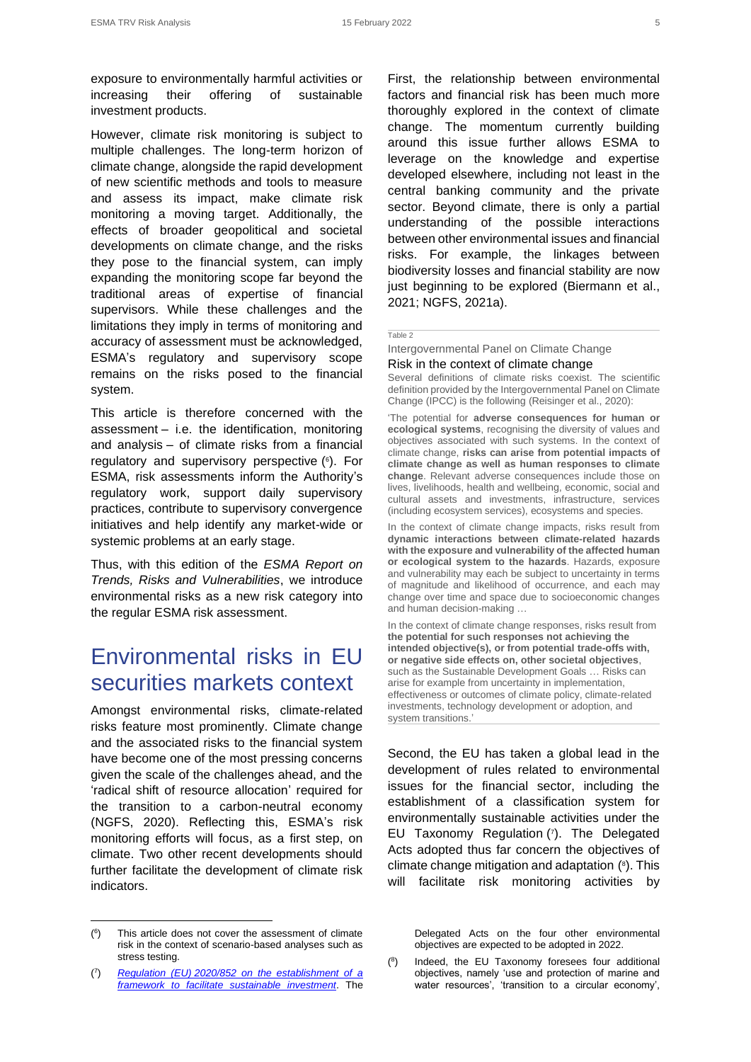exposure to environmentally harmful activities or increasing their offering of sustainable investment products.

However, climate risk monitoring is subject to multiple challenges. The long-term horizon of climate change, alongside the rapid development of new scientific methods and tools to measure and assess its impact, make climate risk monitoring a moving target. Additionally, the effects of broader geopolitical and societal developments on climate change, and the risks they pose to the financial system, can imply expanding the monitoring scope far beyond the traditional areas of expertise of financial supervisors. While these challenges and the limitations they imply in terms of monitoring and accuracy of assessment must be acknowledged, ESMA's regulatory and supervisory scope remains on the risks posed to the financial system.

This article is therefore concerned with the assessment – i.e. the identification, monitoring and analysis – of climate risks from a financial regulatory and supervisory perspective [6]. For ESMA, risk assessments inform the Authority's regulatory work, support daily supervisory practices, contribute to supervisory convergence initiatives and help identify any market-wide or systemic problems at an early stage.

Thus, with this edition of the *ESMA Report on Trends, Risks and Vulnerabilities*, we introduce environmental risks as a new risk category into the regular ESMA risk assessment.

## Environmental risks in EU securities markets context

Amongst environmental risks, climate-related risks feature most prominently. Climate change and the associated risks to the financial system have become one of the most pressing concerns given the scale of the challenges ahead, and the 'radical shift of resource allocation' required for the transition to a carbon-neutral economy (NGFS, 2020). Reflecting this, ESMA's risk monitoring efforts will focus, as a first step, on climate. Two other recent developments should further facilitate the development of climate risk indicators.

First, the relationship between environmental factors and financial risk has been much more thoroughly explored in the context of climate change. The momentum currently building around this issue further allows ESMA to leverage on the knowledge and expertise developed elsewhere, including not least in the central banking community and the private sector. Beyond climate, there is only a partial understanding of the possible interactions between other environmental issues and financial risks. For example, the linkages between biodiversity losses and financial stability are now just beginning to be explored (Biermann et al., 2021; NGFS, 2021a).

Table 2

Intergovernmental Panel on Climate Change

Risk in the context of climate change

Several definitions of climate risks coexist. The scientific definition provided by the Intergovernmental Panel on Climate Change (IPCC) is the following (Reisinger et al., 2020):

'The potential for **adverse consequences for human or ecological systems**, recognising the diversity of values and objectives associated with such systems. In the context of climate change, **risks can arise from potential impacts of climate change as well as human responses to climate change**. Relevant adverse consequences include those on lives, livelihoods, health and wellbeing, economic, social and cultural assets and investments, infrastructure, services (including ecosystem services), ecosystems and species.

In the context of climate change impacts, risks result from **dynamic interactions between climate-related hazards with the exposure and vulnerability of the affected human or ecological system to the hazards**. Hazards, exposure and vulnerability may each be subject to uncertainty in terms of magnitude and likelihood of occurrence, and each may change over time and space due to socioeconomic changes and human decision-making …

In the context of climate change responses, risks result from **the potential for such responses not achieving the intended objective(s), or from potential trade-offs with, or negative side effects on, other societal objectives**, such as the Sustainable Development Goals … Risks can arise for example from uncertainty in implementation, effectiveness or outcomes of climate policy, climate-related investments, technology development or adoption, and system transitions.'

Second, the EU has taken a global lead in the development of rules related to environmental issues for the financial sector, including the establishment of a classification system for environmentally sustainable activities under the EU Taxonomy Regulation [7]. The Delegated Acts adopted thus far concern the objectives of climate change mitigation and adaptation [8]. This will facilitate risk monitoring activities by

---

[6] This article does not cover the assessment of climate risk in the context of scenario-based analyses such as stress testing.

[7] *Regulation (EU) 2020/852 on the establishment of a framework to facilitate sustainable investment*. The Delegated Acts on the four other environmental objectives are expected to be adopted in 2022.

[8] Indeed, the EU Taxonomy foresees four additional objectives, namely 'use and protection of marine and water resources', 'transition to a circular economy',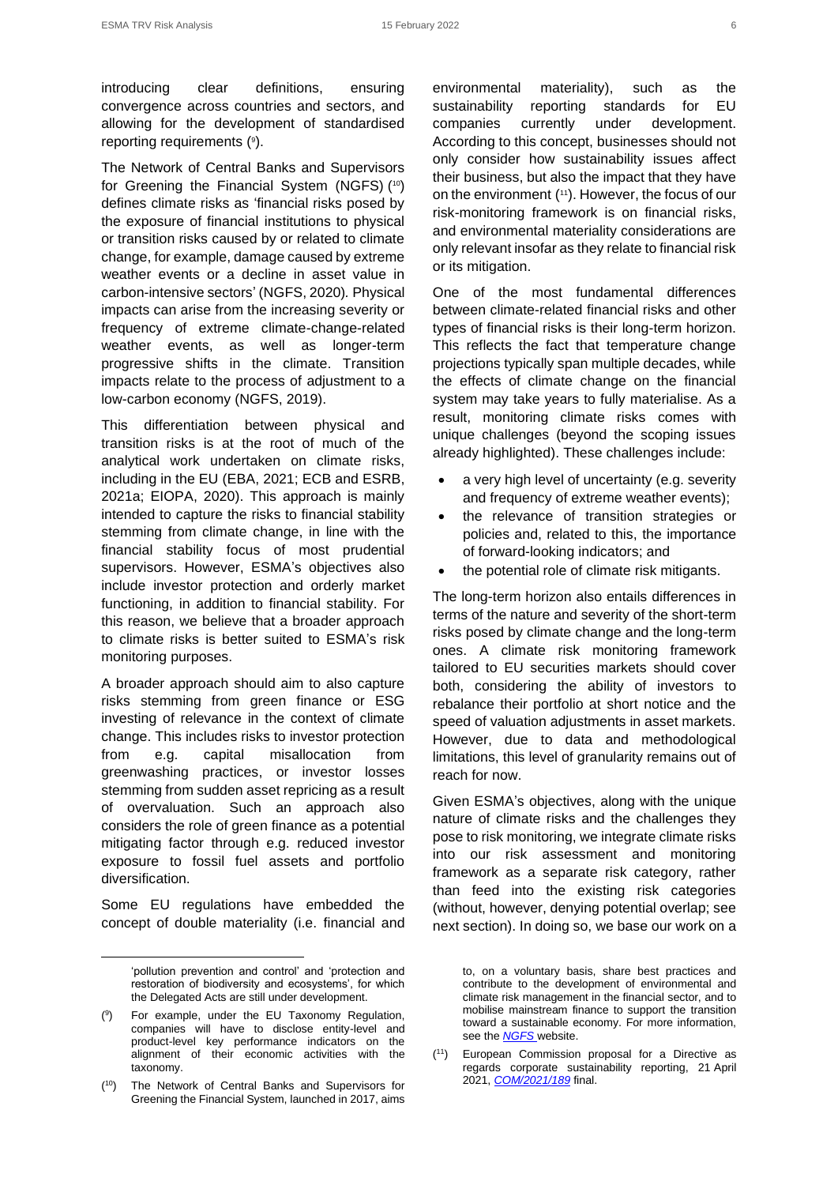introducing clear definitions, ensuring convergence across countries and sectors, and allowing for the development of standardised reporting requirements ([9]).

The Network of Central Banks and Supervisors for Greening the Financial System (NGFS) ([10]) defines climate risks as 'financial risks posed by the exposure of financial institutions to physical or transition risks caused by or related to climate change, for example, damage caused by extreme weather events or a decline in asset value in carbon-intensive sectors' (NGFS, 2020). Physical impacts can arise from the increasing severity or frequency of extreme climate-change-related weather events, as well as longer-term progressive shifts in the climate. Transition impacts relate to the process of adjustment to a low-carbon economy (NGFS, 2019).

This differentiation between physical and transition risks is at the root of much of the analytical work undertaken on climate risks, including in the EU (EBA, 2021; ECB and ESRB, 2021a; EIOPA, 2020). This approach is mainly intended to capture the risks to financial stability stemming from climate change, in line with the financial stability focus of most prudential supervisors. However, ESMA's objectives also include investor protection and orderly market functioning, in addition to financial stability. For this reason, we believe that a broader approach to climate risks is better suited to ESMA's risk monitoring purposes.

A broader approach should aim to also capture risks stemming from green finance or ESG investing of relevance in the context of climate change. This includes risks to investor protection from e.g. capital misallocation from greenwashing practices, or investor losses stemming from sudden asset repricing as a result of overvaluation. Such an approach also considers the role of green finance as a potential mitigating factor through e.g. reduced investor exposure to fossil fuel assets and portfolio diversification.

Some EU regulations have embedded the concept of double materiality (i.e. financial and environmental materiality), such as the sustainability reporting standards for EU companies currently under development. According to this concept, businesses should not only consider how sustainability issues affect their business, but also the impact that they have on the environment ([11]). However, the focus of our risk-monitoring framework is on financial risks, and environmental materiality considerations are only relevant insofar as they relate to financial risk or its mitigation.

One of the most fundamental differences between climate-related financial risks and other types of financial risks is their long-term horizon. This reflects the fact that temperature change projections typically span multiple decades, while the effects of climate change on the financial system may take years to fully materialise. As a result, monitoring climate risks comes with unique challenges (beyond the scoping issues already highlighted). These challenges include:

- a very high level of uncertainty (e.g. severity and frequency of extreme weather events);
- the relevance of transition strategies or policies and, related to this, the importance of forward-looking indicators; and
- the potential role of climate risk mitigants.

The long-term horizon also entails differences in terms of the nature and severity of the short-term risks posed by climate change and the long-term ones. A climate risk monitoring framework tailored to EU securities markets should cover both, considering the ability of investors to rebalance their portfolio at short notice and the speed of valuation adjustments in asset markets. However, due to data and methodological limitations, this level of granularity remains out of reach for now.

Given ESMA's objectives, along with the unique nature of climate risks and the challenges they pose to risk monitoring, we integrate climate risks into our risk assessment and monitoring framework as a separate risk category, rather than feed into the existing risk categories (without, however, denying potential overlap; see next section). In doing so, we base our work on a

---

'pollution prevention and control' and 'protection and restoration of biodiversity and ecosystems', for which the Delegated Acts are still under development.

([9]) For example, under the EU Taxonomy Regulation, companies will have to disclose entity-level and product-level key performance indicators on the alignment of their economic activities with the taxonomy.

([10]) The Network of Central Banks and Supervisors for Greening the Financial System, launched in 2017, aims to, on a voluntary basis, share best practices and contribute to the development of environmental and climate risk management in the financial sector, and to mobilise mainstream finance to support the transition toward a sustainable economy. For more information, see the *NGFS* website.

([11]) European Commission proposal for a Directive as regards corporate sustainability reporting, 21 April 2021, *COM/2021/189* final.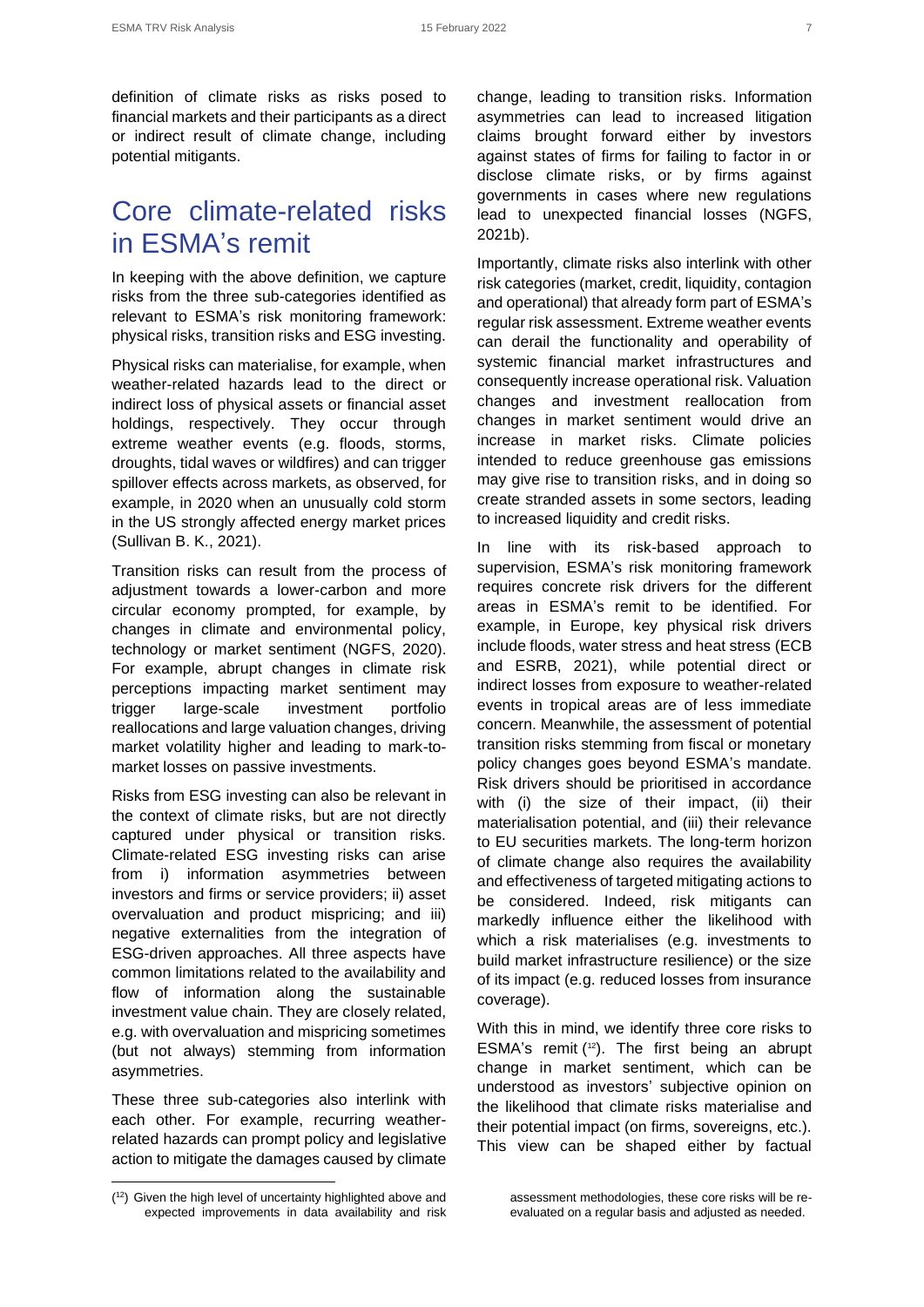definition of climate risks as risks posed to financial markets and their participants as a direct or indirect result of climate change, including potential mitigants.

## Core climate-related risks in ESMA's remit

In keeping with the above definition, we capture risks from the three sub-categories identified as relevant to ESMA's risk monitoring framework: physical risks, transition risks and ESG investing.

Physical risks can materialise, for example, when weather-related hazards lead to the direct or indirect loss of physical assets or financial asset holdings, respectively. They occur through extreme weather events (e.g. floods, storms, droughts, tidal waves or wildfires) and can trigger spillover effects across markets, as observed, for example, in 2020 when an unusually cold storm in the US strongly affected energy market prices (Sullivan B. K., 2021).

Transition risks can result from the process of adjustment towards a lower-carbon and more circular economy prompted, for example, by changes in climate and environmental policy, technology or market sentiment (NGFS, 2020). For example, abrupt changes in climate risk perceptions impacting market sentiment may trigger large-scale investment portfolio reallocations and large valuation changes, driving market volatility higher and leading to mark-to-market losses on passive investments.

Risks from ESG investing can also be relevant in the context of climate risks, but are not directly captured under physical or transition risks. Climate-related ESG investing risks can arise from i) information asymmetries between investors and firms or service providers; ii) asset overvaluation and product mispricing; and iii) negative externalities from the integration of ESG-driven approaches. All three aspects have common limitations related to the availability and flow of information along the sustainable investment value chain. They are closely related, e.g. with overvaluation and mispricing sometimes (but not always) stemming from information asymmetries.

These three sub-categories also interlink with each other. For example, recurring weather-related hazards can prompt policy and legislative action to mitigate the damages caused by climate change, leading to transition risks. Information asymmetries can lead to increased litigation claims brought forward either by investors against states of firms for failing to factor in or disclose climate risks, or by firms against governments in cases where new regulations lead to unexpected financial losses (NGFS, 2021b).

Importantly, climate risks also interlink with other risk categories (market, credit, liquidity, contagion and operational) that already form part of ESMA's regular risk assessment. Extreme weather events can derail the functionality and operability of systemic financial market infrastructures and consequently increase operational risk. Valuation changes and investment reallocation from changes in market sentiment would drive an increase in market risks. Climate policies intended to reduce greenhouse gas emissions may give rise to transition risks, and in doing so create stranded assets in some sectors, leading to increased liquidity and credit risks.

In line with its risk-based approach to supervision, ESMA's risk monitoring framework requires concrete risk drivers for the different areas in ESMA's remit to be identified. For example, in Europe, key physical risk drivers include floods, water stress and heat stress (ECB and ESRB, 2021), while potential direct or indirect losses from exposure to weather-related events in tropical areas are of less immediate concern. Meanwhile, the assessment of potential transition risks stemming from fiscal or monetary policy changes goes beyond ESMA's mandate. Risk drivers should be prioritised in accordance with (i) the size of their impact, (ii) their materialisation potential, and (iii) their relevance to EU securities markets. The long-term horizon of climate change also requires the availability and effectiveness of targeted mitigating actions to be considered. Indeed, risk mitigants can markedly influence either the likelihood with which a risk materialises (e.g. investments to build market infrastructure resilience) or the size of its impact (e.g. reduced losses from insurance coverage).

With this in mind, we identify three core risks to ESMA's remit ([12]). The first being an abrupt change in market sentiment, which can be understood as investors' subjective opinion on the likelihood that climate risks materialise and their potential impact (on firms, sovereigns, etc.). This view can be shaped either by factual

([12]) Given the high level of uncertainty highlighted above and expected improvements in data availability and risk assessment methodologies, these core risks will be re-evaluated on a regular basis and adjusted as needed.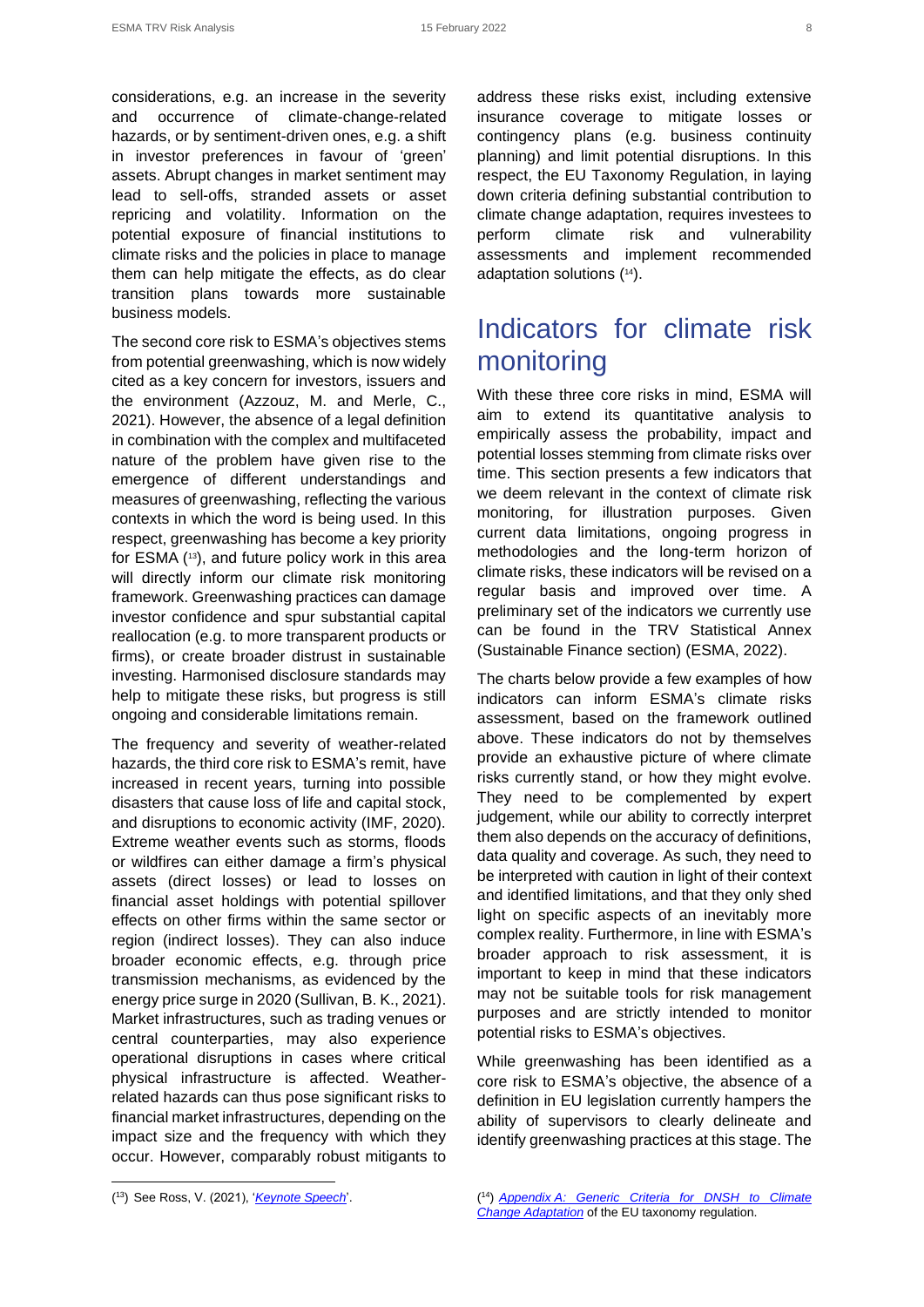considerations, e.g. an increase in the severity and occurrence of climate-change-related hazards, or by sentiment-driven ones, e.g. a shift in investor preferences in favour of 'green' assets. Abrupt changes in market sentiment may lead to sell-offs, stranded assets or asset repricing and volatility. Information on the potential exposure of financial institutions to climate risks and the policies in place to manage them can help mitigate the effects, as do clear transition plans towards more sustainable business models.

The second core risk to ESMA's objectives stems from potential greenwashing, which is now widely cited as a key concern for investors, issuers and the environment (Azzouz, M. and Merle, C., 2021). However, the absence of a legal definition in combination with the complex and multifaceted nature of the problem have given rise to the emergence of different understandings and measures of greenwashing, reflecting the various contexts in which the word is being used. In this respect, greenwashing has become a key priority for ESMA [13], and future policy work in this area will directly inform our climate risk monitoring framework. Greenwashing practices can damage investor confidence and spur substantial capital reallocation (e.g. to more transparent products or firms), or create broader distrust in sustainable investing. Harmonised disclosure standards may help to mitigate these risks, but progress is still ongoing and considerable limitations remain.

The frequency and severity of weather-related hazards, the third core risk to ESMA's remit, have increased in recent years, turning into possible disasters that cause loss of life and capital stock, and disruptions to economic activity (IMF, 2020). Extreme weather events such as storms, floods or wildfires can either damage a firm's physical assets (direct losses) or lead to losses on financial asset holdings with potential spillover effects on other firms within the same sector or region (indirect losses). They can also induce broader economic effects, e.g. through price transmission mechanisms, as evidenced by the energy price surge in 2020 (Sullivan, B. K., 2021). Market infrastructures, such as trading venues or central counterparties, may also experience operational disruptions in cases where critical physical infrastructure is affected. Weather-related hazards can thus pose significant risks to financial market infrastructures, depending on the impact size and the frequency with which they occur. However, comparably robust mitigants to address these risks exist, including extensive insurance coverage to mitigate losses or contingency plans (e.g. business continuity planning) and limit potential disruptions. In this respect, the EU Taxonomy Regulation, in laying down criteria defining substantial contribution to climate change adaptation, requires investees to perform climate risk and vulnerability assessments and implement recommended adaptation solutions [14].

## Indicators for climate risk monitoring

With these three core risks in mind, ESMA will aim to extend its quantitative analysis to empirically assess the probability, impact and potential losses stemming from climate risks over time. This section presents a few indicators that we deem relevant in the context of climate risk monitoring, for illustration purposes. Given current data limitations, ongoing progress in methodologies and the long-term horizon of climate risks, these indicators will be revised on a regular basis and improved over time. A preliminary set of the indicators we currently use can be found in the TRV Statistical Annex (Sustainable Finance section) (ESMA, 2022).

The charts below provide a few examples of how indicators can inform ESMA's climate risks assessment, based on the framework outlined above. These indicators do not by themselves provide an exhaustive picture of where climate risks currently stand, or how they might evolve. They need to be complemented by expert judgement, while our ability to correctly interpret them also depends on the accuracy of definitions, data quality and coverage. As such, they need to be interpreted with caution in light of their context and identified limitations, and that they only shed light on specific aspects of an inevitably more complex reality. Furthermore, in line with ESMA's broader approach to risk assessment, it is important to keep in mind that these indicators may not be suitable tools for risk management purposes and are strictly intended to monitor potential risks to ESMA's objectives.

While greenwashing has been identified as a core risk to ESMA's objective, the absence of a definition in EU legislation currently hampers the ability of supervisors to clearly delineate and identify greenwashing practices at this stage. The

---

[13] See Ross, V. (2021), '*Keynote Speech*'.

[14] *Appendix A: Generic Criteria for DNSH to Climate Change Adaptation* of the EU taxonomy regulation.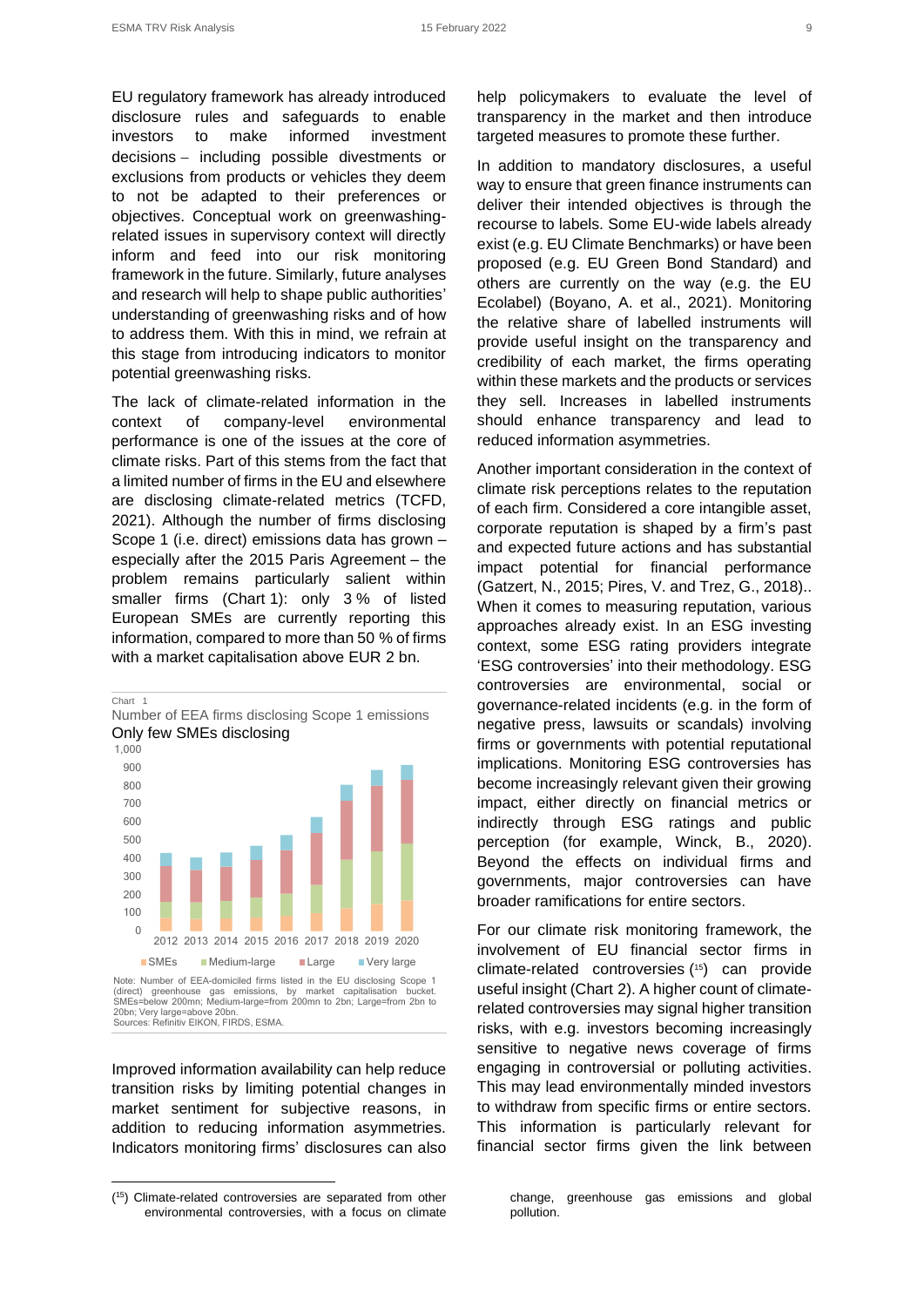EU regulatory framework has already introduced disclosure rules and safeguards to enable investors to make informed investment decisions – including possible divestments or exclusions from products or vehicles they deem to not be adapted to their preferences or objectives. Conceptual work on greenwashing-related issues in supervisory context will directly inform and feed into our risk monitoring framework in the future. Similarly, future analyses and research will help to shape public authorities' understanding of greenwashing risks and of how to address them. With this in mind, we refrain at this stage from introducing indicators to monitor potential greenwashing risks.

The lack of climate-related information in the context of company-level environmental performance is one of the issues at the core of climate risks. Part of this stems from the fact that a limited number of firms in the EU and elsewhere are disclosing climate-related metrics (TCFD, 2021). Although the number of firms disclosing Scope 1 (i.e. direct) emissions data has grown – especially after the 2015 Paris Agreement – the problem remains particularly salient within smaller firms (Chart 1): only 3 % of listed European SMEs are currently reporting this information, compared to more than 50 % of firms with a market capitalisation above EUR 2 bn.

Chart 1
Number of EEA firms disclosing Scope 1 emissions
Only few SMEs disclosing

Note: Number of EEA-domiciled firms listed in the EU disclosing Scope 1 (direct) greenhouse gas emissions, by market capitalisation bucket. SMEs=below 200mn; Medium-large=from 200mn to 2bn; Large=from 2bn to 20bn; Very large=above 20bn.
Sources: Refinitiv EIKON, FIRDS, ESMA.

Improved information availability can help reduce transition risks by limiting potential changes in market sentiment for subjective reasons, in addition to reducing information asymmetries. Indicators monitoring firms' disclosures can also help policymakers to evaluate the level of transparency in the market and then introduce targeted measures to promote these further.

In addition to mandatory disclosures, a useful way to ensure that green finance instruments can deliver their intended objectives is through the recourse to labels. Some EU-wide labels already exist (e.g. EU Climate Benchmarks) or have been proposed (e.g. EU Green Bond Standard) and others are currently on the way (e.g. the EU Ecolabel) (Boyano, A. et al., 2021). Monitoring the relative share of labelled instruments will provide useful insight on the transparency and credibility of each market, the firms operating within these markets and the products or services they sell. Increases in labelled instruments should enhance transparency and lead to reduced information asymmetries.

Another important consideration in the context of climate risk perceptions relates to the reputation of each firm. Considered a core intangible asset, corporate reputation is shaped by a firm's past and expected future actions and has substantial impact potential for financial performance (Gatzert, N., 2015; Pires, V. and Trez, G., 2018).. When it comes to measuring reputation, various approaches already exist. In an ESG investing context, some ESG rating providers integrate 'ESG controversies' into their methodology. ESG controversies are environmental, social or governance-related incidents (e.g. in the form of negative press, lawsuits or scandals) involving firms or governments with potential reputational implications. Monitoring ESG controversies has become increasingly relevant given their growing impact, either directly on financial metrics or indirectly through ESG ratings and public perception (for example, Winck, B., 2020). Beyond the effects on individual firms and governments, major controversies can have broader ramifications for entire sectors.

For our climate risk monitoring framework, the involvement of EU financial sector firms in climate-related controversies [15] can provide useful insight (Chart 2). A higher count of climate-related controversies may signal higher transition risks, with e.g. investors becoming increasingly sensitive to negative news coverage of firms engaging in controversial or polluting activities. This may lead environmentally minded investors to withdraw from specific firms or entire sectors. This information is particularly relevant for financial sector firms given the link between

[15] Climate-related controversies are separated from other environmental controversies, with a focus on climate change, greenhouse gas emissions and global pollution.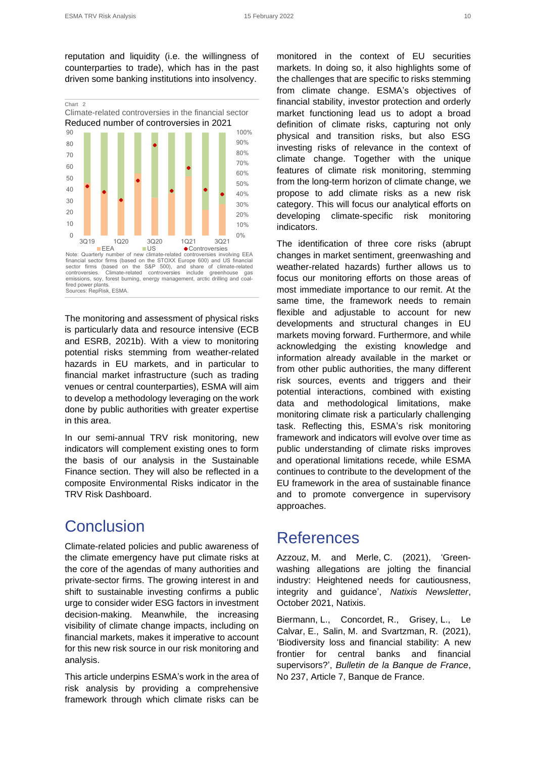reputation and liquidity (i.e. the willingness of counterparties to trade), which has in the past driven some banking institutions into insolvency.

Chart 2
Climate-related controversies in the financial sector
Reduced number of controversies in 2021

Note: Quarterly number of new climate-related controversies involving EEA financial sector firms (based on the STOXX Europe 600) and US financial sector firms (based on the S&P 500), and share of climate-related controversies. Climate-related controversies include greenhouse gas emissions, soy, forest burning, energy management, arctic drilling and coal-fired power plants.
Sources: RepRisk, ESMA.

The monitoring and assessment of physical risks is particularly data and resource intensive (ECB and ESRB, 2021b). With a view to monitoring potential risks stemming from weather-related hazards in EU markets, and in particular to financial market infrastructure (such as trading venues or central counterparties), ESMA will aim to develop a methodology leveraging on the work done by public authorities with greater expertise in this area.

In our semi-annual TRV risk monitoring, new indicators will complement existing ones to form the basis of our analysis in the Sustainable Finance section. They will also be reflected in a composite Environmental Risks indicator in the TRV Risk Dashboard.

# Conclusion

Climate-related policies and public awareness of the climate emergency have put climate risks at the core of the agendas of many authorities and private-sector firms. The growing interest in and shift to sustainable investing confirms a public urge to consider wider ESG factors in investment decision-making. Meanwhile, the increasing visibility of climate change impacts, including on financial markets, makes it imperative to account for this new risk source in our risk monitoring and analysis.

This article underpins ESMA's work in the area of risk analysis by providing a comprehensive framework through which climate risks can be monitored in the context of EU securities markets. In doing so, it also highlights some of the challenges that are specific to risks stemming from climate change. ESMA's objectives of financial stability, investor protection and orderly market functioning lead us to adopt a broad definition of climate risks, capturing not only physical and transition risks, but also ESG investing risks of relevance in the context of climate change. Together with the unique features of climate risk monitoring, stemming from the long-term horizon of climate change, we propose to add climate risks as a new risk category. This will focus our analytical efforts on developing climate-specific risk monitoring indicators.

The identification of three core risks (abrupt changes in market sentiment, greenwashing and weather-related hazards) further allows us to focus our monitoring efforts on those areas of most immediate importance to our remit. At the same time, the framework needs to remain flexible and adjustable to account for new developments and structural changes in EU markets moving forward. Furthermore, and while acknowledging the existing knowledge and information already available in the market or from other public authorities, the many different risk sources, events and triggers and their potential interactions, combined with existing data and methodological limitations, make monitoring climate risk a particularly challenging task. Reflecting this, ESMA's risk monitoring framework and indicators will evolve over time as public understanding of climate risks improves and operational limitations recede, while ESMA continues to contribute to the development of the EU framework in the area of sustainable finance and to promote convergence in supervisory approaches.

# References

Azzouz, M. and Merle, C. (2021), 'Green-washing allegations are jolting the financial industry: Heightened needs for cautiousness, integrity and guidance', *Natixis Newsletter*, October 2021, Natixis.

Biermann, L., Concordet, R., Grisey, L., Le Calvar, E., Salin, M. and Svartzman, R. (2021), 'Biodiversity loss and financial stability: A new frontier for central banks and financial supervisors?', *Bulletin de la Banque de France*, No 237, Article 7, Banque de France.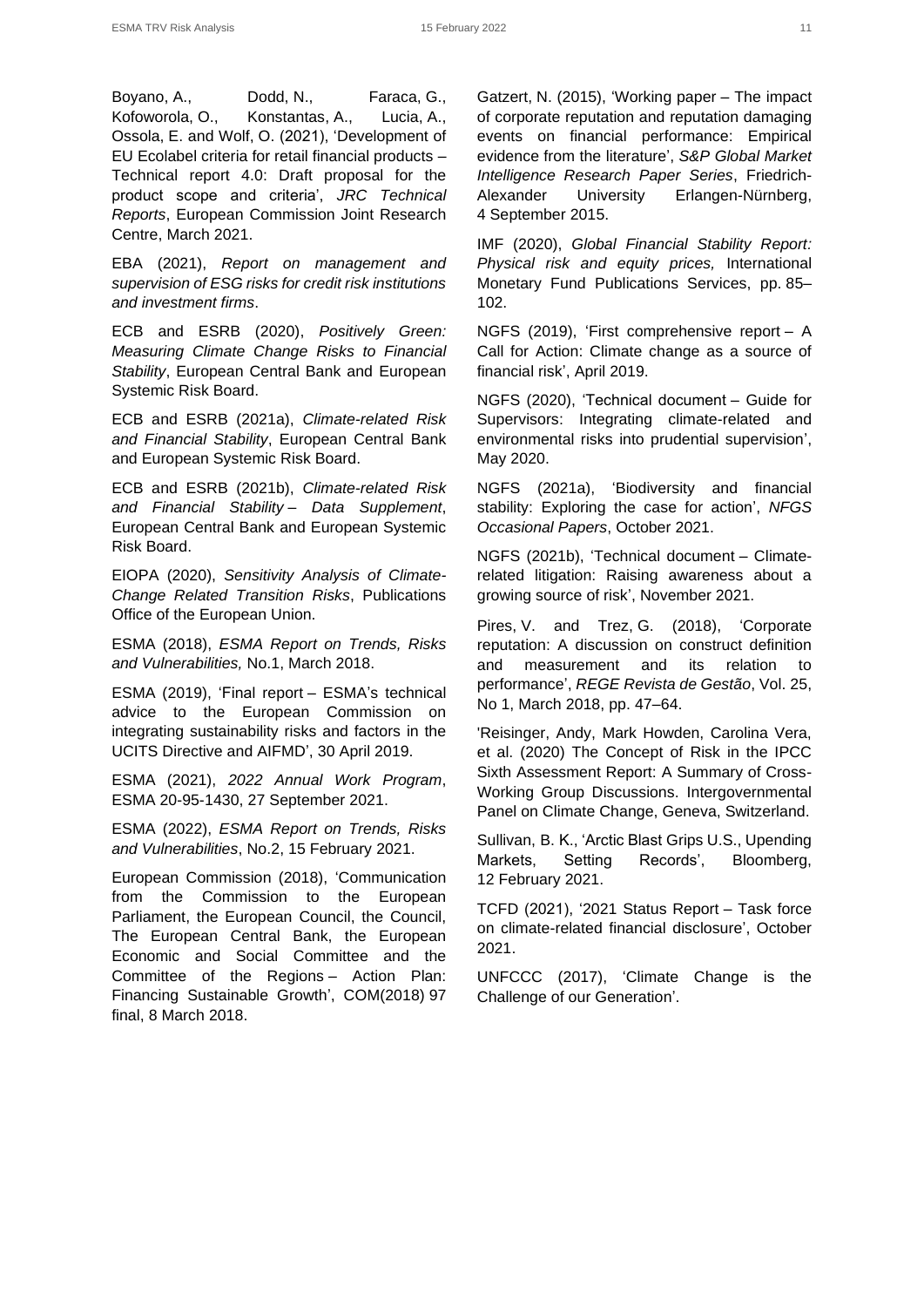Boyano, A., Dodd, N., Faraca, G., Kofoworola, O., Konstantas, A., Lucia, A., Ossola, E. and Wolf, O. (2021), 'Development of EU Ecolabel criteria for retail financial products – Technical report 4.0: Draft proposal for the product scope and criteria', *JRC Technical Reports*, European Commission Joint Research Centre, March 2021.

EBA (2021), *Report on management and supervision of ESG risks for credit risk institutions and investment firms*.

ECB and ESRB (2020), *Positively Green: Measuring Climate Change Risks to Financial Stability*, European Central Bank and European Systemic Risk Board.

ECB and ESRB (2021a), *Climate-related Risk and Financial Stability*, European Central Bank and European Systemic Risk Board.

ECB and ESRB (2021b), *Climate-related Risk and Financial Stability – Data Supplement*, European Central Bank and European Systemic Risk Board.

EIOPA (2020), *Sensitivity Analysis of Climate-Change Related Transition Risks*, Publications Office of the European Union.

ESMA (2018), *ESMA Report on Trends, Risks and Vulnerabilities,* No.1, March 2018.

ESMA (2019), 'Final report – ESMA's technical advice to the European Commission on integrating sustainability risks and factors in the UCITS Directive and AIFMD', 30 April 2019.

ESMA (2021), *2022 Annual Work Program*, ESMA 20-95-1430, 27 September 2021.

ESMA (2022), *ESMA Report on Trends, Risks and Vulnerabilities*, No.2, 15 February 2021.

European Commission (2018), 'Communication from the Commission to the European Parliament, the European Council, the Council, The European Central Bank, the European Economic and Social Committee and the Committee of the Regions – Action Plan: Financing Sustainable Growth', COM(2018) 97 final, 8 March 2018.

Gatzert, N. (2015), 'Working paper – The impact of corporate reputation and reputation damaging events on financial performance: Empirical evidence from the literature', *S&P Global Market Intelligence Research Paper Series*, Friedrich-Alexander University Erlangen-Nürnberg, 4 September 2015.

IMF (2020), *Global Financial Stability Report: Physical risk and equity prices,* International Monetary Fund Publications Services, pp. 85–102.

NGFS (2019), 'First comprehensive report – A Call for Action: Climate change as a source of financial risk', April 2019.

NGFS (2020), 'Technical document – Guide for Supervisors: Integrating climate-related and environmental risks into prudential supervision', May 2020.

NGFS (2021a), 'Biodiversity and financial stability: Exploring the case for action', *NFGS Occasional Papers*, October 2021.

NGFS (2021b), 'Technical document – Climate-related litigation: Raising awareness about a growing source of risk', November 2021.

Pires, V. and Trez, G. (2018), 'Corporate reputation: A discussion on construct definition and measurement and its relation to performance', *REGE Revista de Gestão*, Vol. 25, No 1, March 2018, pp. 47–64.

'Reisinger, Andy, Mark Howden, Carolina Vera, et al. (2020) The Concept of Risk in the IPCC Sixth Assessment Report: A Summary of Cross-Working Group Discussions. Intergovernmental Panel on Climate Change, Geneva, Switzerland.

Sullivan, B. K., 'Arctic Blast Grips U.S., Upending Markets, Setting Records', Bloomberg, 12 February 2021.

TCFD (2021), '2021 Status Report – Task force on climate-related financial disclosure', October 2021.

UNFCCC (2017), 'Climate Change is the Challenge of our Generation'.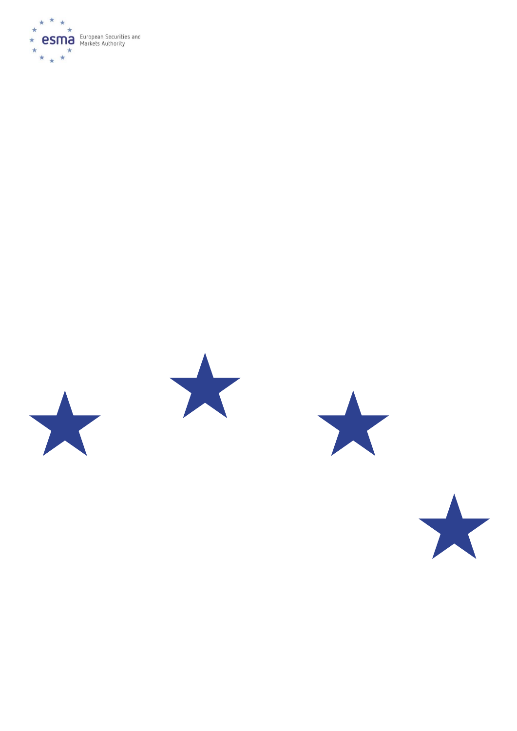European Securities and Markets Authority